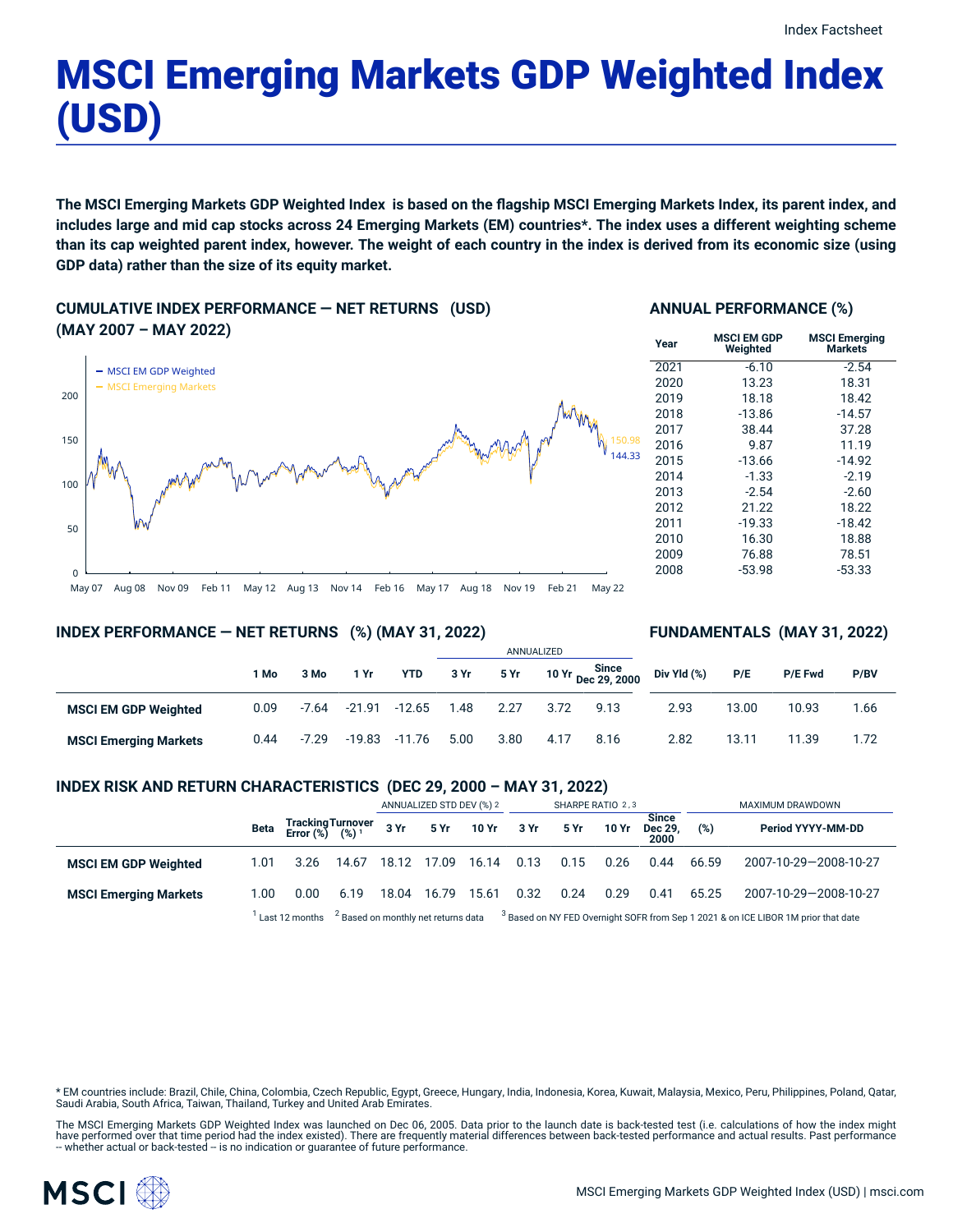Index Factsheet

# MSCI Emerging Markets GDP Weighted Index (USD)

**The MSCI Emerging Markets GDP Weighted Index is based on the flagship MSCI Emerging Markets Index, its parent index, and includes large and mid cap stocks across 24 Emerging Markets (EM) countries*. The index uses a different weighting scheme than its cap weighted parent index, however. The weight of each country in the index is derived from its economic size (using GDP data) rather than the size of its equity market.**

## CUMULATIVE INDEX PERFORMANCE — NET RETURNS (USD) (MAY 2007 – MAY 2022)

- MSCI EM GDP Weighted: 144.33
- MSCI Emerging Markets: 150.98

## ANNUAL PERFORMANCE (%)

| Year | MSCI EM GDP Weighted | MSCI Emerging Markets |
|---|---|---|
| 2021 | -6.10 | -2.54 |
| 2020 | 13.23 | 18.31 |
| 2019 | 18.18 | 18.42 |
| 2018 | -13.86 | -14.57 |
| 2017 | 38.44 | 37.28 |
| 2016 | 9.87 | 11.19 |
| 2015 | -13.66 | -14.92 |
| 2014 | -1.33 | -2.19 |
| 2013 | -2.54 | -2.60 |
| 2012 | 21.22 | 18.22 |
| 2011 | -19.33 | -18.42 |
| 2010 | 16.30 | 18.88 |
| 2009 | 76.88 | 78.51 |
| 2008 | -53.98 | -53.33 |

## INDEX PERFORMANCE — NET RETURNS (%) (MAY 31, 2022)

| | | | | | ANNUALIZED | | | |
|---|---|---|---|---|---|---|---|---|
| | 1 Mo | 3 Mo | 1 Yr | YTD | 3 Yr | 5 Yr | 10 Yr | Since Dec 29, 2000 |
| **MSCI EM GDP Weighted** | 0.09 | -7.64 | -21.91 | -12.65 | 1.48 | 2.27 | 3.72 | 9.13 |
| **MSCI Emerging Markets** | 0.44 | -7.29 | -19.83 | -11.76 | 5.00 | 3.80 | 4.17 | 8.16 |

## FUNDAMENTALS (MAY 31, 2022)

| | Div Yld (%) | P/E | P/E Fwd | P/BV |
|---|---|---|---|---|
| **MSCI EM GDP Weighted** | 2.93 | 13.00 | 10.93 | 1.66 |
| **MSCI Emerging Markets** | 2.82 | 13.11 | 11.39 | 1.72 |

## INDEX RISK AND RETURN CHARACTERISTICS (DEC 29, 2000 – MAY 31, 2022)

| | | | | ANNUALIZED STD DEV (%) [2] | | | SHARPE RATIO [2,3] | | | | MAXIMUM DRAWDOWN | |
|---|---|---|---|---|---|---|---|---|---|---|---|---|
| | Beta | Tracking Error (%) | Turnover (%) [1] | 3 Yr | 5 Yr | 10 Yr | 3 Yr | 5 Yr | 10 Yr | Since Dec 29, 2000 | (%) | Period YYYY-MM-DD |
| **MSCI EM GDP Weighted** | 1.01 | 3.26 | 14.67 | 18.12 | 17.09 | 16.14 | 0.13 | 0.15 | 0.26 | 0.44 | 66.59 | 2007-10-29—2008-10-27 |
| **MSCI Emerging Markets** | 1.00 | 0.00 | 6.19 | 18.04 | 16.79 | 15.61 | 0.32 | 0.24 | 0.29 | 0.41 | 65.25 | 2007-10-29—2008-10-27 |

[1] Last 12 months [2] Based on monthly net returns data [3] Based on NY FED Overnight SOFR from Sep 1 2021 & on ICE LIBOR 1M prior that date

* EM countries include: Brazil, Chile, China, Colombia, Czech Republic, Egypt, Greece, Hungary, India, Indonesia, Korea, Kuwait, Malaysia, Mexico, Peru, Philippines, Poland, Qatar, Saudi Arabia, South Africa, Taiwan, Thailand, Turkey and United Arab Emirates.

The MSCI Emerging Markets GDP Weighted Index was launched on Dec 06, 2005. Data prior to the launch date is back-tested test (i.e. calculations of how the index might have performed over that time period had the index existed). There are frequently material differences between back-tested performance and actual results. Past performance -- whether actual or back-tested -- is no indication or guarantee of future performance.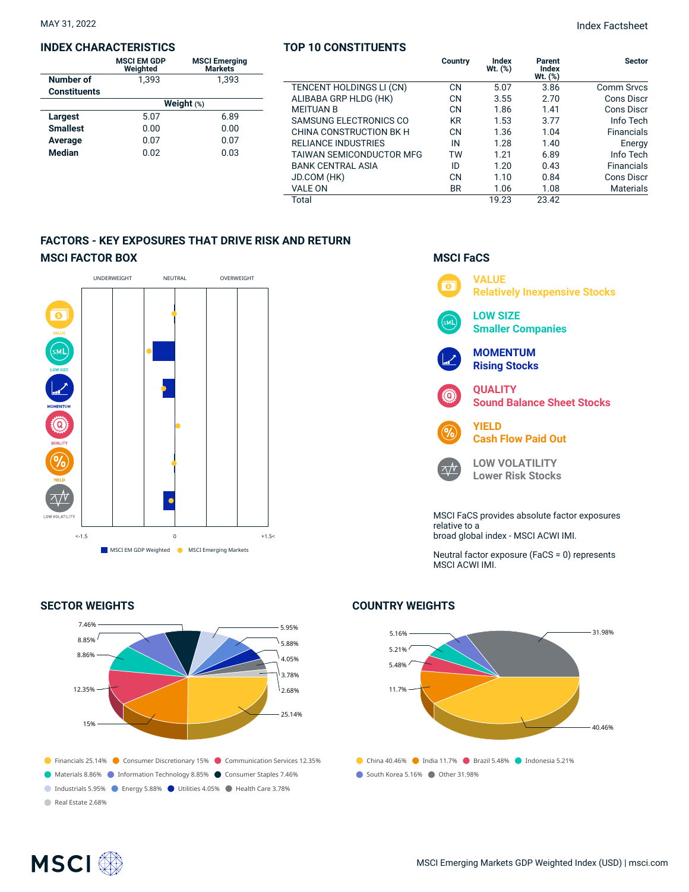MAY 31, 2022

Index Factsheet

## INDEX CHARACTERISTICS

| | MSCI EM GDP Weighted | MSCI Emerging Markets |
|---|---|---|
| Number of Constituents | 1,393 | 1,393 |
| | **Weight (%)** | |
| Largest | 5.07 | 6.89 |
| Smallest | 0.00 | 0.00 |
| Average | 0.07 | 0.07 |
| Median | 0.02 | 0.03 |

## TOP 10 CONSTITUENTS

| | Country | Index Wt. (%) | Parent Index Wt. (%) | Sector |
|---|---|---|---|---|
| TENCENT HOLDINGS LI (CN) | CN | 5.07 | 3.86 | Comm Srvcs |
| ALIBABA GRP HLDG (HK) | CN | 3.55 | 2.70 | Cons Discr |
| MEITUAN B | CN | 1.86 | 1.41 | Cons Discr |
| SAMSUNG ELECTRONICS CO | KR | 1.53 | 3.77 | Info Tech |
| CHINA CONSTRUCTION BK H | CN | 1.36 | 1.04 | Financials |
| RELIANCE INDUSTRIES | IN | 1.28 | 1.40 | Energy |
| TAIWAN SEMICONDUCTOR MFG | TW | 1.21 | 6.89 | Info Tech |
| BANK CENTRAL ASIA | ID | 1.20 | 0.43 | Financials |
| JD.COM (HK) | CN | 1.10 | 0.84 | Cons Discr |
| VALE ON | BR | 1.06 | 1.08 | Materials |
| Total | | 19.23 | 23.42 | |

## FACTORS - KEY EXPOSURES THAT DRIVE RISK AND RETURN

### MSCI FACTOR BOX

UNDERWEIGHT | NEUTRAL | OVERWEIGHT

VALUE, LOW SIZE, MOMENTUM, QUALITY, YIELD, LOW VOLATILITY

<-1.5 | 0 | +1.5<

MSCI EM GDP Weighted | MSCI Emerging Markets

### MSCI FaCS

**VALUE** Relatively Inexpensive Stocks

**LOW SIZE** Smaller Companies

**MOMENTUM** Rising Stocks

**QUALITY** Sound Balance Sheet Stocks

**YIELD** Cash Flow Paid Out

**LOW VOLATILITY** Lower Risk Stocks

MSCI FaCS provides absolute factor exposures relative to a broad global index - MSCI ACWI IMI.

Neutral factor exposure (FaCS = 0) represents MSCI ACWI IMI.

## SECTOR WEIGHTS

Financials 25.14% | Consumer Discretionary 15% | Communication Services 12.35% | Materials 8.86% | Information Technology 8.85% | Consumer Staples 7.46% | Industrials 5.95% | Energy 5.88% | Utilities 4.05% | Health Care 3.78% | Real Estate 2.68%

## COUNTRY WEIGHTS

China 40.46% | India 11.7% | Brazil 5.48% | Indonesia 5.21% | South Korea 5.16% | Other 31.98%

MSCI Emerging Markets GDP Weighted Index (USD) | msci.com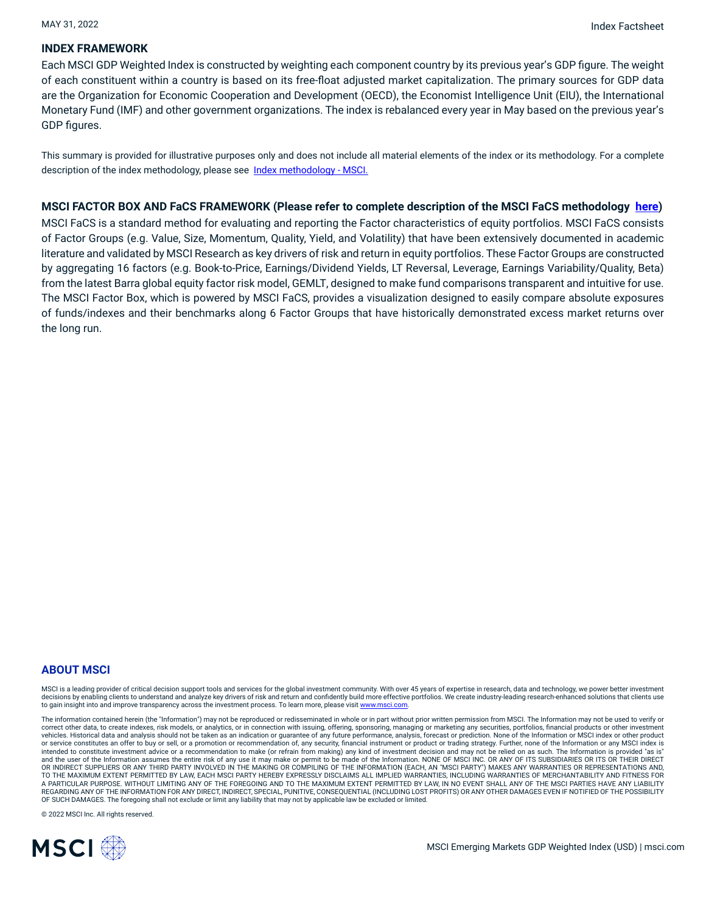## INDEX FRAMEWORK

Each MSCI GDP Weighted Index is constructed by weighting each component country by its previous year's GDP figure. The weight of each constituent within a country is based on its free-float adjusted market capitalization. The primary sources for GDP data are the Organization for Economic Cooperation and Development (OECD), the Economist Intelligence Unit (EIU), the International Monetary Fund (IMF) and other government organizations. The index is rebalanced every year in May based on the previous year's GDP figures.

This summary is provided for illustrative purposes only and does not include all material elements of the index or its methodology. For a complete description of the index methodology, please see [Index methodology - MSCI.](https://www.msci.com/index-methodology)

## MSCI FACTOR BOX AND FaCS FRAMEWORK (Please refer to complete description of the MSCI FaCS methodology here)

MSCI FaCS is a standard method for evaluating and reporting the Factor characteristics of equity portfolios. MSCI FaCS consists of Factor Groups (e.g. Value, Size, Momentum, Quality, Yield, and Volatility) that have been extensively documented in academic literature and validated by MSCI Research as key drivers of risk and return in equity portfolios. These Factor Groups are constructed by aggregating 16 factors (e.g. Book-to-Price, Earnings/Dividend Yields, LT Reversal, Leverage, Earnings Variability/Quality, Beta) from the latest Barra global equity factor risk model, GEMLT, designed to make fund comparisons transparent and intuitive for use. The MSCI Factor Box, which is powered by MSCI FaCS, provides a visualization designed to easily compare absolute exposures of funds/indexes and their benchmarks along 6 Factor Groups that have historically demonstrated excess market returns over the long run.

## ABOUT MSCI

MSCI is a leading provider of critical decision support tools and services for the global investment community. With over 45 years of expertise in research, data and technology, we power better investment decisions by enabling clients to understand and analyze key drivers of risk and return and confidently build more effective portfolios. We create industry-leading research-enhanced solutions that clients use to gain insight into and improve transparency across the investment process. To learn more, please visit www.msci.com.

The information contained herein (the "Information") may not be reproduced or redisseminated in whole or in part without prior written permission from MSCI. The Information may not be used to verify or correct other data, to create indexes, risk models, or analytics, or in connection with issuing, offering, sponsoring, managing or marketing any securities, portfolios, financial products or other investment vehicles. Historical data and analysis should not be taken as an indication or guarantee of any future performance, analysis, forecast or prediction. None of the Information or MSCI index or other product or service constitutes an offer to buy or sell, or a promotion or recommendation of, any security, financial instrument or product or trading strategy. Further, none of the Information or any MSCI index is intended to constitute investment advice or a recommendation to make (or refrain from making) any kind of investment decision and may not be relied on as such. The Information is provided "as is" and the user of the Information assumes the entire risk of any use it may make or permit to be made of the Information. NONE OF MSCI INC. OR ANY OF ITS SUBSIDIARIES OR ITS OR THEIR DIRECT OR INDIRECT SUPPLIERS OR ANY THIRD PARTY INVOLVED IN THE MAKING OR COMPILING OF THE INFORMATION (EACH, AN "MSCI PARTY") MAKES ANY WARRANTIES OR REPRESENTATIONS AND, TO THE MAXIMUM EXTENT PERMITTED BY LAW, EACH MSCI PARTY HEREBY EXPRESSLY DISCLAIMS ALL IMPLIED WARRANTIES, INCLUDING WARRANTIES OF MERCHANTABILITY AND FITNESS FOR A PARTICULAR PURPOSE. WITHOUT LIMITING ANY OF THE FOREGOING AND TO THE MAXIMUM EXTENT PERMITTED BY LAW, IN NO EVENT SHALL ANY OF THE MSCI PARTIES HAVE ANY LIABILITY REGARDING ANY OF THE INFORMATION FOR ANY DIRECT, INDIRECT, SPECIAL, PUNITIVE, CONSEQUENTIAL (INCLUDING LOST PROFITS) OR ANY OTHER DAMAGES EVEN IF NOTIFIED OF THE POSSIBILITY OF SUCH DAMAGES. The foregoing shall not exclude or limit any liability that may not by applicable law be excluded or limited.

© 2022 MSCI Inc. All rights reserved.